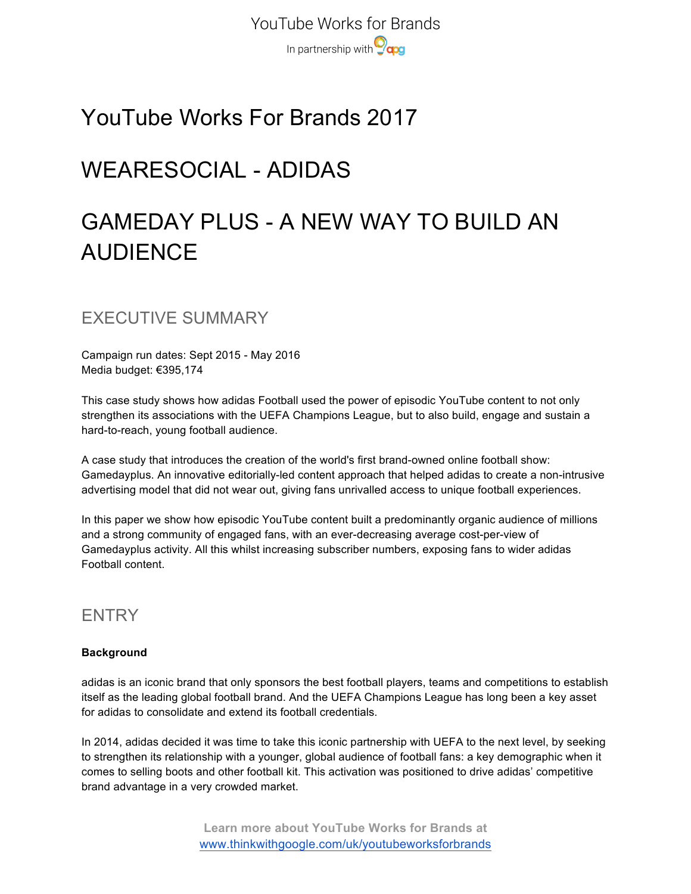# YouTube Works For Brands 2017

# WEARESOCIAL - ADIDAS

# GAMEDAY PLUS - A NEW WAY TO BUILD AN AUDIENCE

## EXECUTIVE SUMMARY

Campaign run dates: Sept 2015 - May 2016
Media budget: €395,174

This case study shows how adidas Football used the power of episodic YouTube content to not only strengthen its associations with the UEFA Champions League, but to also build, engage and sustain a hard-to-reach, young football audience.

A case study that introduces the creation of the world's first brand-owned online football show: Gamedayplus. An innovative editorially-led content approach that helped adidas to create a non-intrusive advertising model that did not wear out, giving fans unrivalled access to unique football experiences.

In this paper we show how episodic YouTube content built a predominantly organic audience of millions and a strong community of engaged fans, with an ever-decreasing average cost-per-view of Gamedayplus activity. All this whilst increasing subscriber numbers, exposing fans to wider adidas Football content.

## ENTRY

**Background**

adidas is an iconic brand that only sponsors the best football players, teams and competitions to establish itself as the leading global football brand. And the UEFA Champions League has long been a key asset for adidas to consolidate and extend its football credentials.

In 2014, adidas decided it was time to take this iconic partnership with UEFA to the next level, by seeking to strengthen its relationship with a younger, global audience of football fans: a key demographic when it comes to selling boots and other football kit. This activation was positioned to drive adidas' competitive brand advantage in a very crowded market.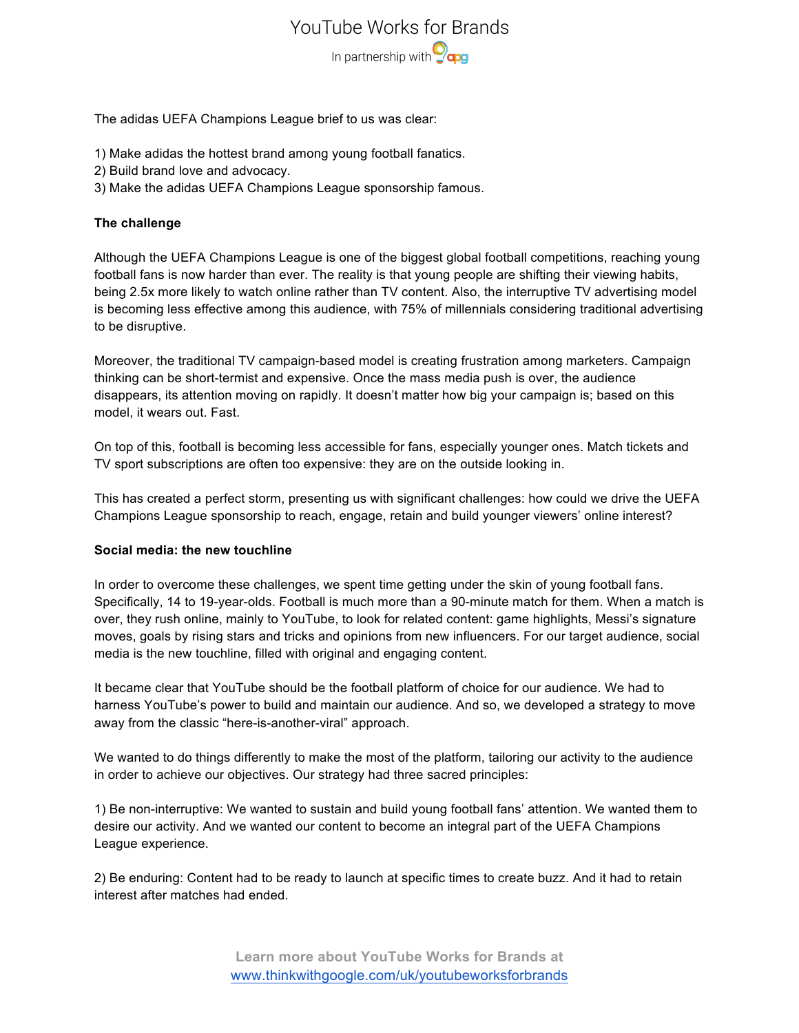The adidas UEFA Champions League brief to us was clear:

1) Make adidas the hottest brand among young football fanatics.
2) Build brand love and advocacy.
3) Make the adidas UEFA Champions League sponsorship famous.

**The challenge**

Although the UEFA Champions League is one of the biggest global football competitions, reaching young football fans is now harder than ever. The reality is that young people are shifting their viewing habits, being 2.5x more likely to watch online rather than TV content. Also, the interruptive TV advertising model is becoming less effective among this audience, with 75% of millennials considering traditional advertising to be disruptive.

Moreover, the traditional TV campaign-based model is creating frustration among marketers. Campaign thinking can be short-termist and expensive. Once the mass media push is over, the audience disappears, its attention moving on rapidly. It doesn't matter how big your campaign is; based on this model, it wears out. Fast.

On top of this, football is becoming less accessible for fans, especially younger ones. Match tickets and TV sport subscriptions are often too expensive: they are on the outside looking in.

This has created a perfect storm, presenting us with significant challenges: how could we drive the UEFA Champions League sponsorship to reach, engage, retain and build younger viewers' online interest?

**Social media: the new touchline**

In order to overcome these challenges, we spent time getting under the skin of young football fans. Specifically, 14 to 19-year-olds. Football is much more than a 90-minute match for them. When a match is over, they rush online, mainly to YouTube, to look for related content: game highlights, Messi's signature moves, goals by rising stars and tricks and opinions from new influencers. For our target audience, social media is the new touchline, filled with original and engaging content.

It became clear that YouTube should be the football platform of choice for our audience. We had to harness YouTube's power to build and maintain our audience. And so, we developed a strategy to move away from the classic "here-is-another-viral" approach.

We wanted to do things differently to make the most of the platform, tailoring our activity to the audience in order to achieve our objectives. Our strategy had three sacred principles:

1) Be non-interruptive: We wanted to sustain and build young football fans' attention. We wanted them to desire our activity. And we wanted our content to become an integral part of the UEFA Champions League experience.

2) Be enduring: Content had to be ready to launch at specific times to create buzz. And it had to retain interest after matches had ended.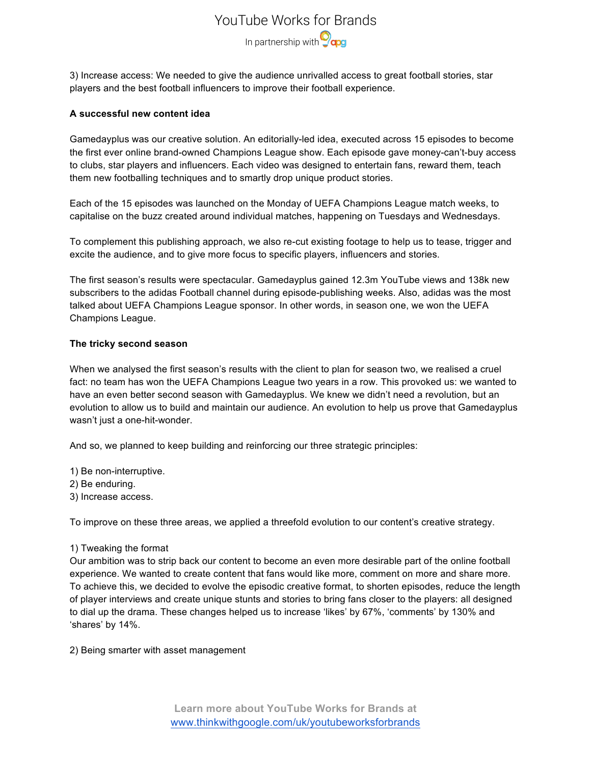3) Increase access: We needed to give the audience unrivalled access to great football stories, star players and the best football influencers to improve their football experience.

**A successful new content idea**

Gamedayplus was our creative solution. An editorially-led idea, executed across 15 episodes to become the first ever online brand-owned Champions League show. Each episode gave money-can't-buy access to clubs, star players and influencers. Each video was designed to entertain fans, reward them, teach them new footballing techniques and to smartly drop unique product stories.

Each of the 15 episodes was launched on the Monday of UEFA Champions League match weeks, to capitalise on the buzz created around individual matches, happening on Tuesdays and Wednesdays.

To complement this publishing approach, we also re-cut existing footage to help us to tease, trigger and excite the audience, and to give more focus to specific players, influencers and stories.

The first season's results were spectacular. Gamedayplus gained 12.3m YouTube views and 138k new subscribers to the adidas Football channel during episode-publishing weeks. Also, adidas was the most talked about UEFA Champions League sponsor. In other words, in season one, we won the UEFA Champions League.

**The tricky second season**

When we analysed the first season's results with the client to plan for season two, we realised a cruel fact: no team has won the UEFA Champions League two years in a row. This provoked us: we wanted to have an even better second season with Gamedayplus. We knew we didn't need a revolution, but an evolution to allow us to build and maintain our audience. An evolution to help us prove that Gamedayplus wasn't just a one-hit-wonder.

And so, we planned to keep building and reinforcing our three strategic principles:

1) Be non-interruptive.
2) Be enduring.
3) Increase access.

To improve on these three areas, we applied a threefold evolution to our content's creative strategy.

1) Tweaking the format
Our ambition was to strip back our content to become an even more desirable part of the online football experience. We wanted to create content that fans would like more, comment on more and share more. To achieve this, we decided to evolve the episodic creative format, to shorten episodes, reduce the length of player interviews and create unique stunts and stories to bring fans closer to the players: all designed to dial up the drama. These changes helped us to increase 'likes' by 67%, 'comments' by 130% and 'shares' by 14%.

2) Being smarter with asset management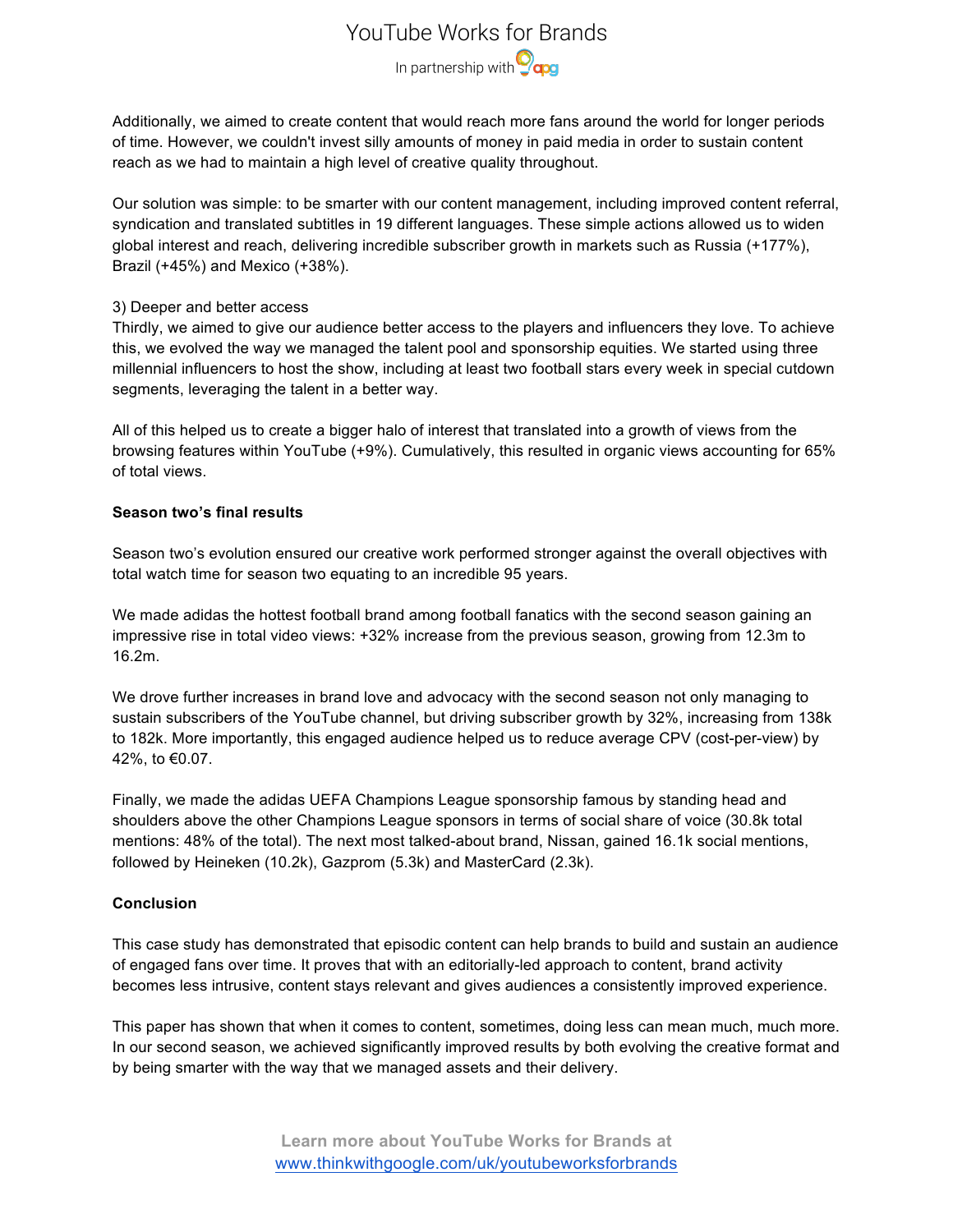Additionally, we aimed to create content that would reach more fans around the world for longer periods of time. However, we couldn't invest silly amounts of money in paid media in order to sustain content reach as we had to maintain a high level of creative quality throughout.

Our solution was simple: to be smarter with our content management, including improved content referral, syndication and translated subtitles in 19 different languages. These simple actions allowed us to widen global interest and reach, delivering incredible subscriber growth in markets such as Russia (+177%), Brazil (+45%) and Mexico (+38%).

3) Deeper and better access

Thirdly, we aimed to give our audience better access to the players and influencers they love. To achieve this, we evolved the way we managed the talent pool and sponsorship equities. We started using three millennial influencers to host the show, including at least two football stars every week in special cutdown segments, leveraging the talent in a better way.

All of this helped us to create a bigger halo of interest that translated into a growth of views from the browsing features within YouTube (+9%). Cumulatively, this resulted in organic views accounting for 65% of total views.

**Season two's final results**

Season two's evolution ensured our creative work performed stronger against the overall objectives with total watch time for season two equating to an incredible 95 years.

We made adidas the hottest football brand among football fanatics with the second season gaining an impressive rise in total video views: +32% increase from the previous season, growing from 12.3m to 16.2m.

We drove further increases in brand love and advocacy with the second season not only managing to sustain subscribers of the YouTube channel, but driving subscriber growth by 32%, increasing from 138k to 182k. More importantly, this engaged audience helped us to reduce average CPV (cost-per-view) by 42%, to €0.07.

Finally, we made the adidas UEFA Champions League sponsorship famous by standing head and shoulders above the other Champions League sponsors in terms of social share of voice (30.8k total mentions: 48% of the total). The next most talked-about brand, Nissan, gained 16.1k social mentions, followed by Heineken (10.2k), Gazprom (5.3k) and MasterCard (2.3k).

**Conclusion**

This case study has demonstrated that episodic content can help brands to build and sustain an audience of engaged fans over time. It proves that with an editorially-led approach to content, brand activity becomes less intrusive, content stays relevant and gives audiences a consistently improved experience.

This paper has shown that when it comes to content, sometimes, doing less can mean much, much more. In our second season, we achieved significantly improved results by both evolving the creative format and by being smarter with the way that we managed assets and their delivery.

**Learn more about YouTube Works for Brands at**
[www.thinkwithgoogle.com/uk/youtubeworksforbrands](www.thinkwithgoogle.com/uk/youtubeworksforbrands)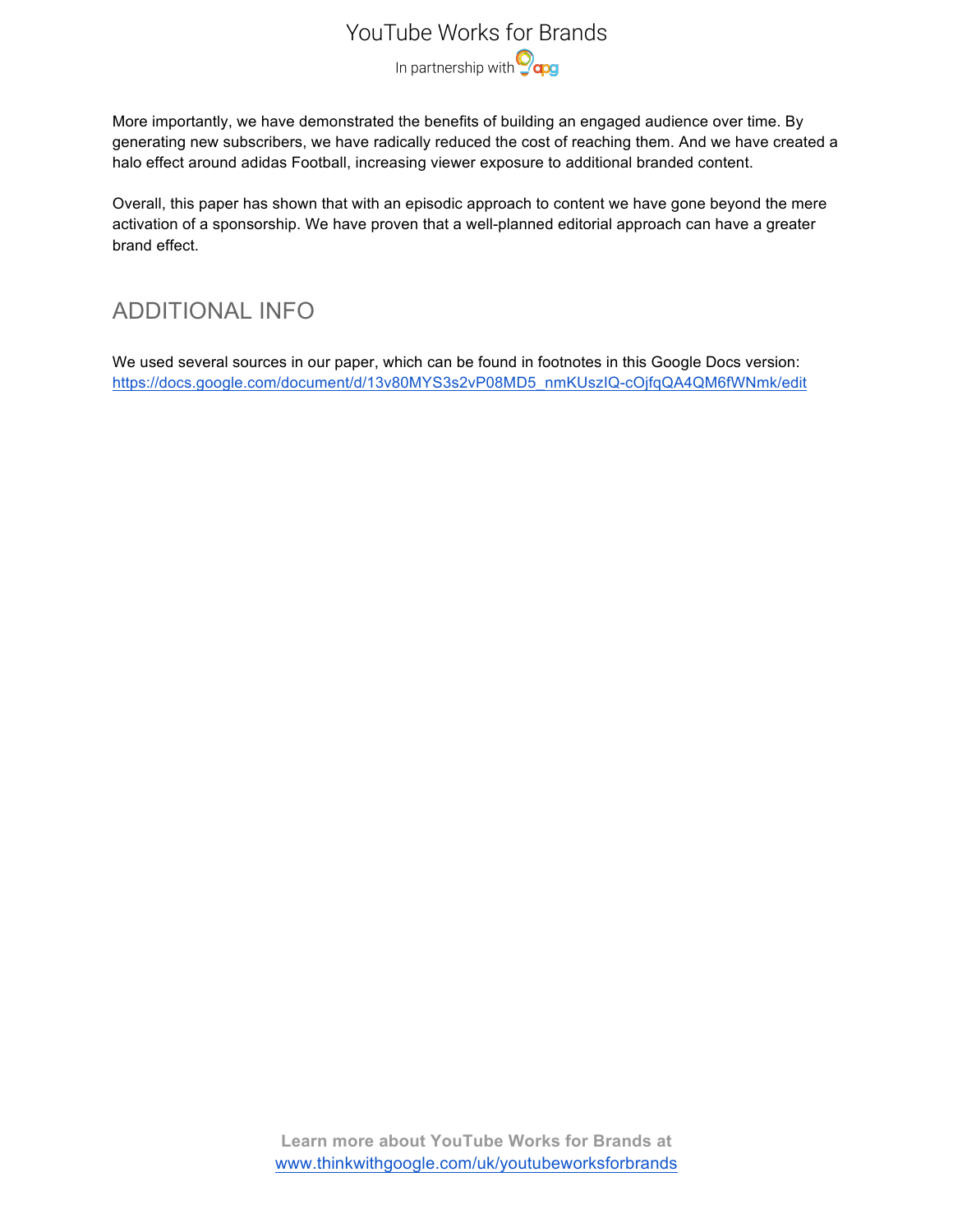More importantly, we have demonstrated the benefits of building an engaged audience over time. By generating new subscribers, we have radically reduced the cost of reaching them. And we have created a halo effect around adidas Football, increasing viewer exposure to additional branded content.

Overall, this paper has shown that with an episodic approach to content we have gone beyond the mere activation of a sponsorship. We have proven that a well-planned editorial approach can have a greater brand effect.

## ADDITIONAL INFO

We used several sources in our paper, which can be found in footnotes in this Google Docs version: https://docs.google.com/document/d/13v80MYS3s2vP08MD5_nmKUszIQ-cOjfqQA4QM6fWNmk/edit

**Learn more about YouTube Works for Brands at**
www.thinkwithgoogle.com/uk/youtubeworksforbrands